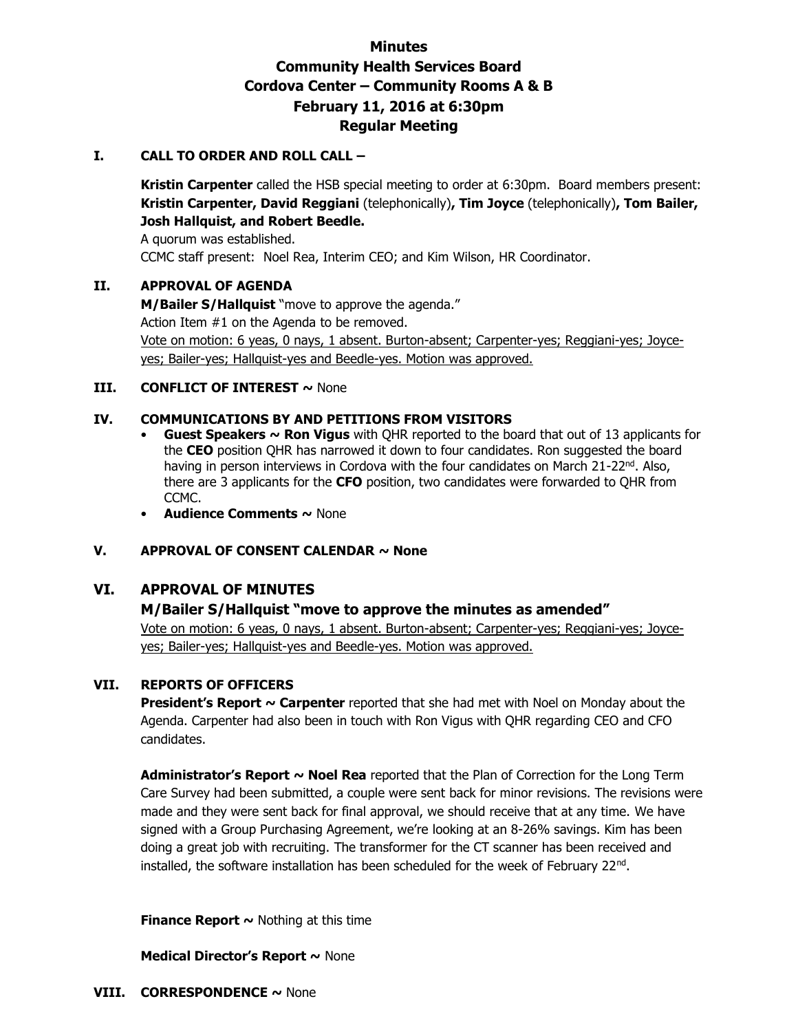# Minutes
## Community Health Services Board
## Cordova Center – Community Rooms A & B
## February 11, 2016 at 6:30pm
## Regular Meeting

### I. CALL TO ORDER AND ROLL CALL –

**Kristin Carpenter** called the HSB special meeting to order at 6:30pm. Board members present: **Kristin Carpenter, David Reggiani** (telephonically)**, Tim Joyce** (telephonically)**, Tom Bailer, Josh Hallquist, and Robert Beedle.**

A quorum was established.

CCMC staff present: Noel Rea, Interim CEO; and Kim Wilson, HR Coordinator.

### II. APPROVAL OF AGENDA

**M/Bailer S/Hallquist** "move to approve the agenda."

Action Item #1 on the Agenda to be removed.

Vote on motion: 6 yeas, 0 nays, 1 absent. Burton-absent; Carpenter-yes; Reggiani-yes; Joyce-yes; Bailer-yes; Hallquist-yes and Beedle-yes. Motion was approved.

### III. CONFLICT OF INTEREST ~ None

### IV. COMMUNICATIONS BY AND PETITIONS FROM VISITORS

- **Guest Speakers ~ Ron Vigus** with QHR reported to the board that out of 13 applicants for the **CEO** position QHR has narrowed it down to four candidates. Ron suggested the board having in person interviews in Cordova with the four candidates on March 21-22nd. Also, there are 3 applicants for the **CFO** position, two candidates were forwarded to QHR from CCMC.
- **Audience Comments ~** None

### V. APPROVAL OF CONSENT CALENDAR ~ None

### VI. APPROVAL OF MINUTES

**M/Bailer S/Hallquist "move to approve the minutes as amended"**

Vote on motion: 6 yeas, 0 nays, 1 absent. Burton-absent; Carpenter-yes; Reggiani-yes; Joyce-yes; Bailer-yes; Hallquist-yes and Beedle-yes. Motion was approved.

### VII. REPORTS OF OFFICERS

**President's Report ~ Carpenter** reported that she had met with Noel on Monday about the Agenda. Carpenter had also been in touch with Ron Vigus with QHR regarding CEO and CFO candidates.

**Administrator's Report ~ Noel Rea** reported that the Plan of Correction for the Long Term Care Survey had been submitted, a couple were sent back for minor revisions. The revisions were made and they were sent back for final approval, we should receive that at any time. We have signed with a Group Purchasing Agreement, we're looking at an 8-26% savings. Kim has been doing a great job with recruiting. The transformer for the CT scanner has been received and installed, the software installation has been scheduled for the week of February 22nd.

**Finance Report ~** Nothing at this time

**Medical Director's Report ~** None

### VIII. CORRESPONDENCE ~ None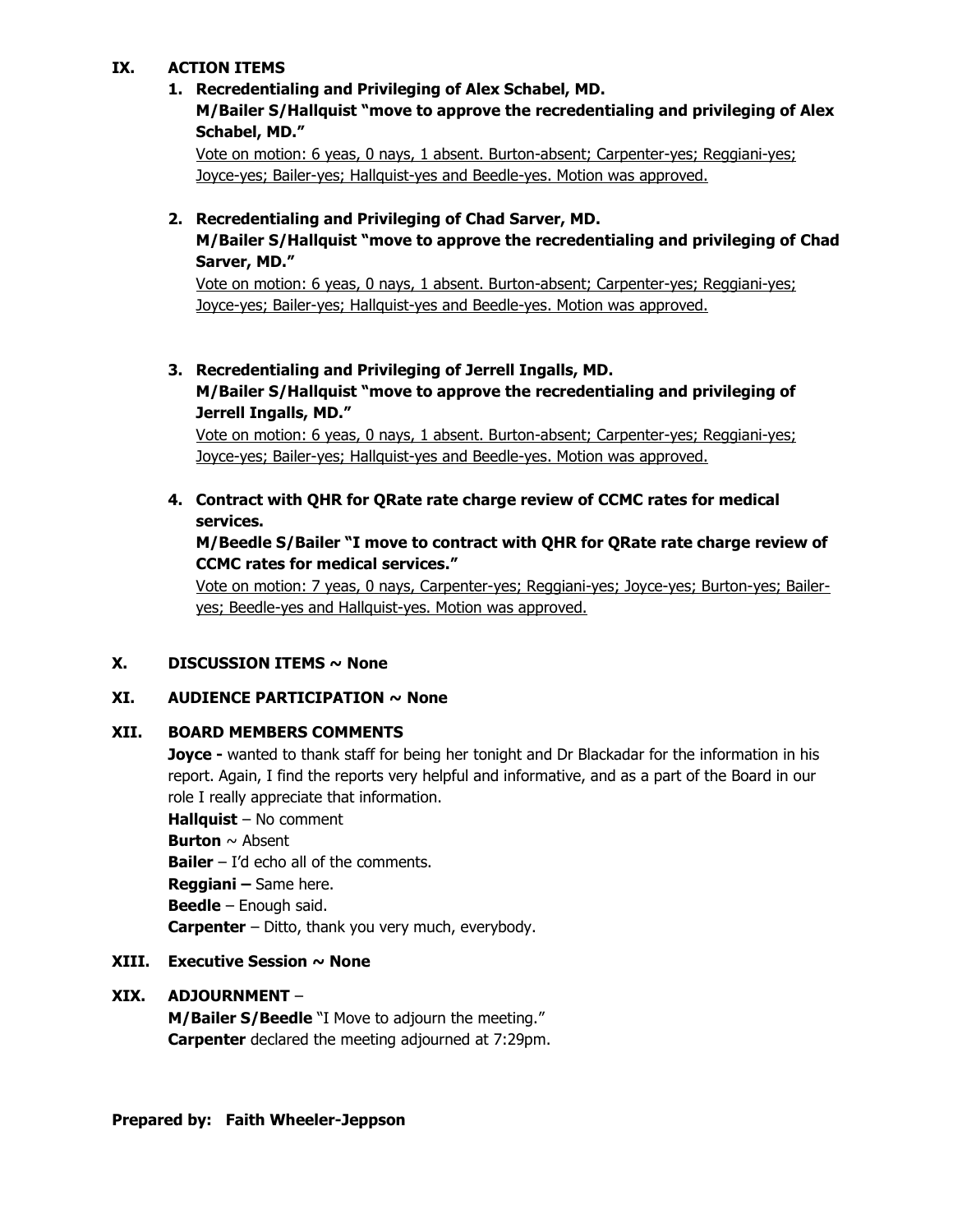## IX. ACTION ITEMS

1. **Recredentialing and Privileging of Alex Schabel, MD.**
   **M/Bailer S/Hallquist "move to approve the recredentialing and privileging of Alex Schabel, MD."**
   <u>Vote on motion: 6 yeas, 0 nays, 1 absent. Burton-absent; Carpenter-yes; Reggiani-yes; Joyce-yes; Bailer-yes; Hallquist-yes and Beedle-yes. Motion was approved.</u>

2. **Recredentialing and Privileging of Chad Sarver, MD.**
   **M/Bailer S/Hallquist "move to approve the recredentialing and privileging of Chad Sarver, MD."**
   <u>Vote on motion: 6 yeas, 0 nays, 1 absent. Burton-absent; Carpenter-yes; Reggiani-yes; Joyce-yes; Bailer-yes; Hallquist-yes and Beedle-yes. Motion was approved.</u>

3. **Recredentialing and Privileging of Jerrell Ingalls, MD.**
   **M/Bailer S/Hallquist "move to approve the recredentialing and privileging of Jerrell Ingalls, MD."**
   <u>Vote on motion: 6 yeas, 0 nays, 1 absent. Burton-absent; Carpenter-yes; Reggiani-yes; Joyce-yes; Bailer-yes; Hallquist-yes and Beedle-yes. Motion was approved.</u>

4. **Contract with QHR for QRate rate charge review of CCMC rates for medical services.**
   **M/Beedle S/Bailer "I move to contract with QHR for QRate rate charge review of CCMC rates for medical services."**
   <u>Vote on motion: 7 yeas, 0 nays, Carpenter-yes; Reggiani-yes; Joyce-yes; Burton-yes; Bailer-yes; Beedle-yes and Hallquist-yes. Motion was approved.</u>

## X. DISCUSSION ITEMS ~ None

## XI. AUDIENCE PARTICIPATION ~ None

## XII. BOARD MEMBERS COMMENTS

**Joyce -** wanted to thank staff for being her tonight and Dr Blackadar for the information in his report. Again, I find the reports very helpful and informative, and as a part of the Board in our role I really appreciate that information.
**Hallquist** – No comment
**Burton** ~ Absent
**Bailer** – I'd echo all of the comments.
**Reggiani –** Same here.
**Beedle** – Enough said.
**Carpenter** – Ditto, thank you very much, everybody.

## XIII. Executive Session ~ None

## XIX. ADJOURNMENT –

**M/Bailer S/Beedle** "I Move to adjourn the meeting."
**Carpenter** declared the meeting adjourned at 7:29pm.

**Prepared by: Faith Wheeler-Jeppson**